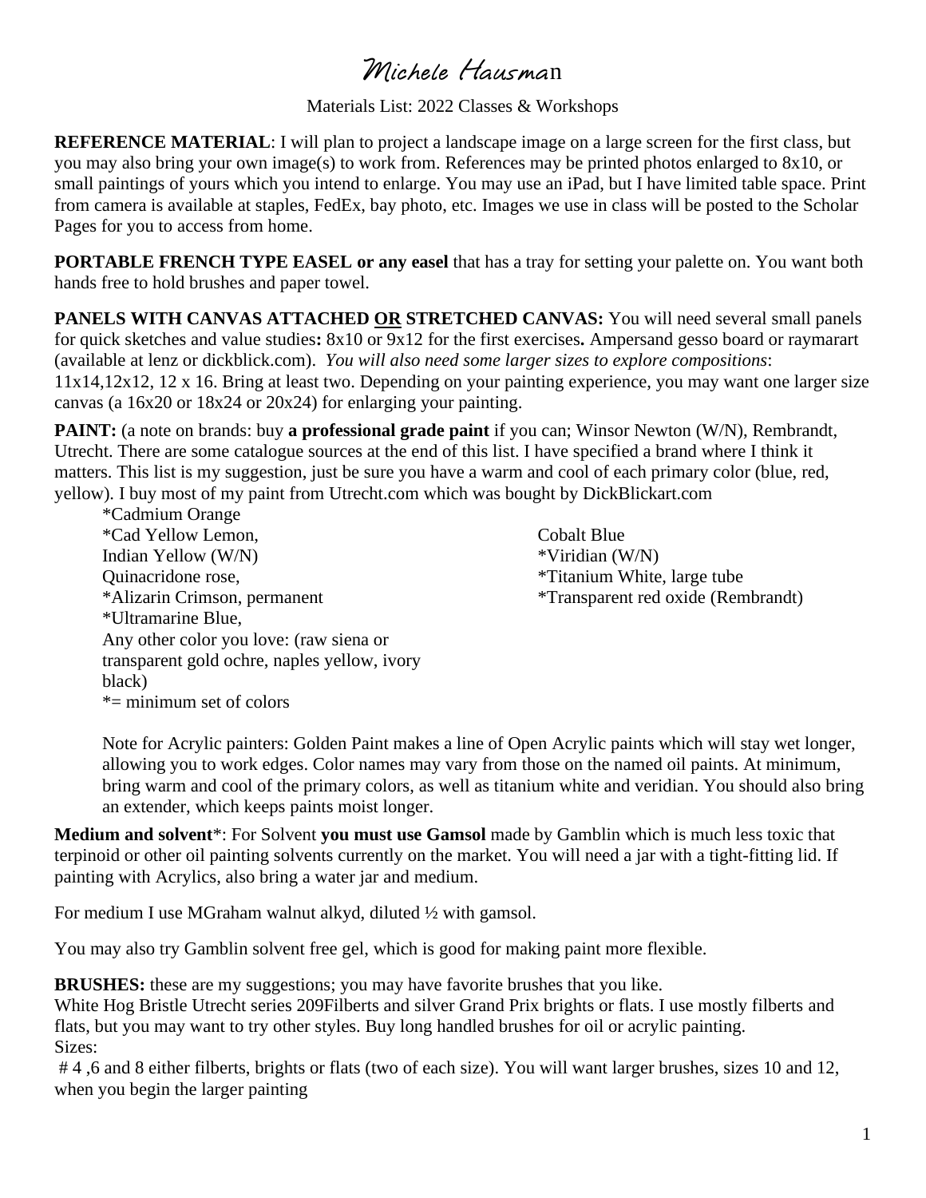# Michele Hausman

Materials List: 2022 Classes & Workshops

**REFERENCE MATERIAL**: I will plan to project a landscape image on a large screen for the first class, but you may also bring your own image(s) to work from. References may be printed photos enlarged to 8x10, or small paintings of yours which you intend to enlarge. You may use an iPad, but I have limited table space. Print from camera is available at staples, FedEx, bay photo, etc. Images we use in class will be posted to the Scholar Pages for you to access from home.

**PORTABLE FRENCH TYPE EASEL or any easel** that has a tray for setting your palette on. You want both hands free to hold brushes and paper towel.

**PANELS WITH CANVAS ATTACHED <u>OR</u> STRETCHED CANVAS:** You will need several small panels for quick sketches and value studies**:** 8x10 or 9x12 for the first exercises**.** Ampersand gesso board or raymarart (available at lenz or dickblick.com). *You will also need some larger sizes to explore compositions*: 11x14,12x12, 12 x 16. Bring at least two. Depending on your painting experience, you may want one larger size canvas (a 16x20 or 18x24 or 20x24) for enlarging your painting.

**PAINT:** (a note on brands: buy **a professional grade paint** if you can; Winsor Newton (W/N), Rembrandt, Utrecht. There are some catalogue sources at the end of this list. I have specified a brand where I think it matters. This list is my suggestion, just be sure you have a warm and cool of each primary color (blue, red, yellow). I buy most of my paint from Utrecht.com which was bought by DickBlickart.com

*Cadmium Orange
*Cad Yellow Lemon,
Indian Yellow (W/N)
Quinacridone rose,
*Alizarin Crimson, permanent
*Ultramarine Blue,
Any other color you love: (raw siena or transparent gold ochre, naples yellow, ivory black)
*= minimum set of colors

Cobalt Blue
*Viridian (W/N)
*Titanium White, large tube
*Transparent red oxide (Rembrandt)

Note for Acrylic painters: Golden Paint makes a line of Open Acrylic paints which will stay wet longer, allowing you to work edges. Color names may vary from those on the named oil paints. At minimum, bring warm and cool of the primary colors, as well as titanium white and veridian. You should also bring an extender, which keeps paints moist longer.

**Medium and solvent***: For Solvent **you must use Gamsol** made by Gamblin which is much less toxic that terpinoid or other oil painting solvents currently on the market. You will need a jar with a tight-fitting lid. If painting with Acrylics, also bring a water jar and medium.

For medium I use MGraham walnut alkyd, diluted ½ with gamsol.

You may also try Gamblin solvent free gel, which is good for making paint more flexible.

**BRUSHES:** these are my suggestions; you may have favorite brushes that you like.
White Hog Bristle Utrecht series 209Filberts and silver Grand Prix brights or flats. I use mostly filberts and flats, but you may want to try other styles. Buy long handled brushes for oil or acrylic painting.
Sizes:
# 4 ,6 and 8 either filberts, brights or flats (two of each size). You will want larger brushes, sizes 10 and 12, when you begin the larger painting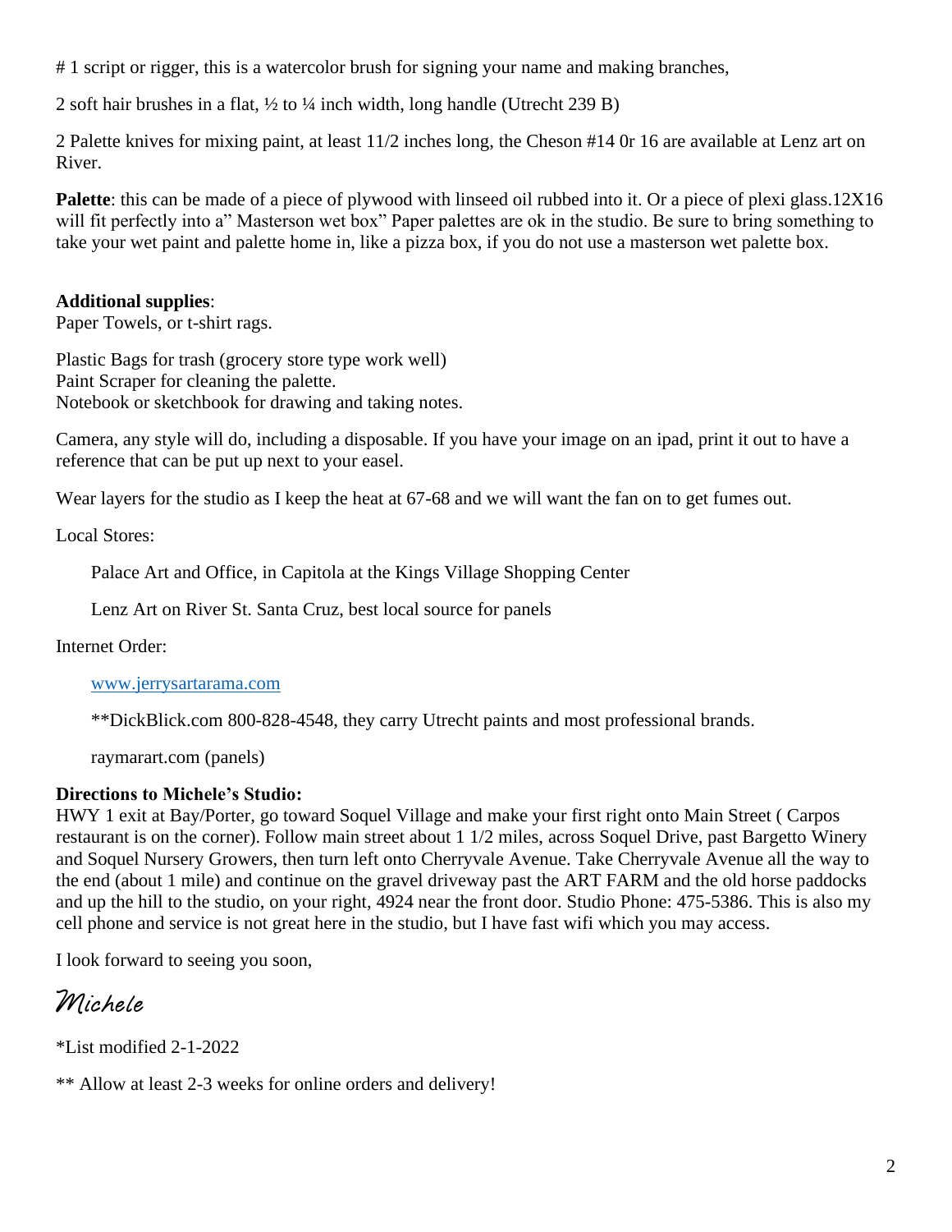# 1 script or rigger, this is a watercolor brush for signing your name and making branches,

2 soft hair brushes in a flat, ½ to ¼ inch width, long handle (Utrecht 239 B)

2 Palette knives for mixing paint, at least 11/2 inches long, the Cheson #14 0r 16 are available at Lenz art on River.

**Palette**: this can be made of a piece of plywood with linseed oil rubbed into it. Or a piece of plexi glass.12X16 will fit perfectly into a" Masterson wet box" Paper palettes are ok in the studio. Be sure to bring something to take your wet paint and palette home in, like a pizza box, if you do not use a masterson wet palette box.

**Additional supplies**:
Paper Towels, or t-shirt rags.

Plastic Bags for trash (grocery store type work well)
Paint Scraper for cleaning the palette.
Notebook or sketchbook for drawing and taking notes.

Camera, any style will do, including a disposable. If you have your image on an ipad, print it out to have a reference that can be put up next to your easel.

Wear layers for the studio as I keep the heat at 67-68 and we will want the fan on to get fumes out.

Local Stores:

Palace Art and Office, in Capitola at the Kings Village Shopping Center

Lenz Art on River St. Santa Cruz, best local source for panels

Internet Order:

www.jerrysartarama.com

**DickBlick.com 800-828-4548, they carry Utrecht paints and most professional brands.

raymarart.com (panels)

**Directions to Michele's Studio:**
HWY 1 exit at Bay/Porter, go toward Soquel Village and make your first right onto Main Street ( Carpos restaurant is on the corner). Follow main street about 1 1/2 miles, across Soquel Drive, past Bargetto Winery and Soquel Nursery Growers, then turn left onto Cherryvale Avenue. Take Cherryvale Avenue all the way to the end (about 1 mile) and continue on the gravel driveway past the ART FARM and the old horse paddocks and up the hill to the studio, on your right, 4924 near the front door. Studio Phone: 475-5386. This is also my cell phone and service is not great here in the studio, but I have fast wifi which you may access.

I look forward to seeing you soon,

*Michele*

*List modified 2-1-2022

** Allow at least 2-3 weeks for online orders and delivery!